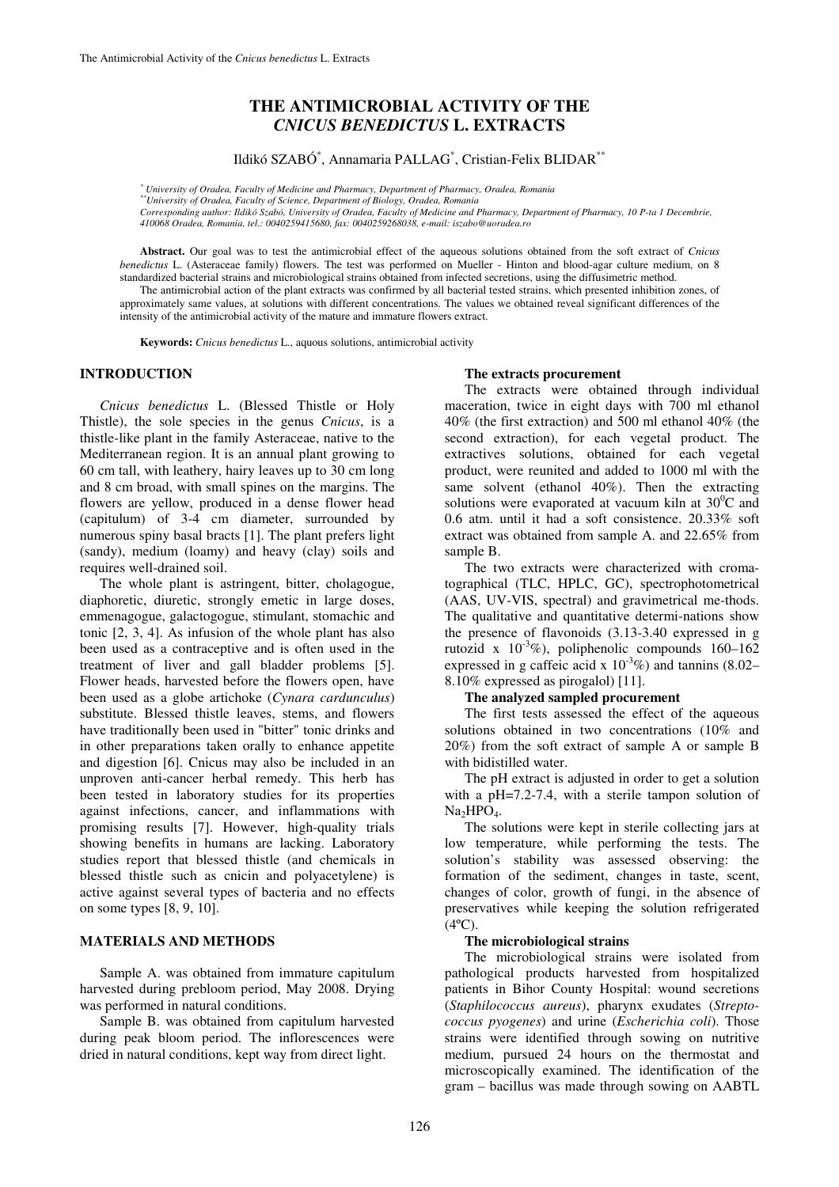# THE ANTIMICROBIAL ACTIVITY OF THE *CNICUS BENEDICTUS* L. EXTRACTS

Ildikó SZABÓ[*], Annamaria PALLAG[*], Cristian-Felix BLIDAR[**]

[*] *University of Oradea, Faculty of Medicine and Pharmacy, Department of Pharmacy, Oradea, Romania*
[**] *University of Oradea, Faculty of Science, Department of Biology, Oradea, Romania*
*Corresponding author: Ildikó Szabó, University of Oradea, Faculty of Medicine and Pharmacy, Department of Pharmacy, 10 P-ta 1 Decembrie, 410068 Oradea, Romania, tel.: 0040259415680, fax: 0040259268038, e-mail: iszabo@uoradea.ro*

**Abstract.** Our goal was to test the antimicrobial effect of the aqueous solutions obtained from the soft extract of *Cnicus benedictus* L. (Asteraceae family) flowers. The test was performed on Mueller - Hinton and blood-agar culture medium, on 8 standardized bacterial strains and microbiological strains obtained from infected secretions, using the diffusimetric method.

The antimicrobial action of the plant extracts was confirmed by all bacterial tested strains, which presented inhibition zones, of approximately same values, at solutions with different concentrations. The values we obtained reveal significant differences of the intensity of the antimicrobial activity of the mature and immature flowers extract.

**Keywords:** *Cnicus benedictus* L., aquous solutions, antimicrobial activity

## INTRODUCTION

*Cnicus benedictus* L. (Blessed Thistle or Holy Thistle), the sole species in the genus *Cnicus*, is a thistle-like plant in the family Asteraceae, native to the Mediterranean region. It is an annual plant growing to 60 cm tall, with leathery, hairy leaves up to 30 cm long and 8 cm broad, with small spines on the margins. The flowers are yellow, produced in a dense flower head (capitulum) of 3-4 cm diameter, surrounded by numerous spiny basal bracts [1]. The plant prefers light (sandy), medium (loamy) and heavy (clay) soils and requires well-drained soil.

The whole plant is astringent, bitter, cholagogue, diaphoretic, diuretic, strongly emetic in large doses, emmenagogue, galactogogue, stimulant, stomachic and tonic [2, 3, 4]. As infusion of the whole plant has also been used as a contraceptive and is often used in the treatment of liver and gall bladder problems [5]. Flower heads, harvested before the flowers open, have been used as a globe artichoke (*Cynara cardunculus*) substitute. Blessed thistle leaves, stems, and flowers have traditionally been used in "bitter" tonic drinks and in other preparations taken orally to enhance appetite and digestion [6]. Cnicus may also be included in an unproven anti-cancer herbal remedy. This herb has been tested in laboratory studies for its properties against infections, cancer, and inflammations with promising results [7]. However, high-quality trials showing benefits in humans are lacking. Laboratory studies report that blessed thistle (and chemicals in blessed thistle such as cnicin and polyacetylene) is active against several types of bacteria and no effects on some types [8, 9, 10].

## MATERIALS AND METHODS

Sample A. was obtained from immature capitulum harvested during prebloom period, May 2008. Drying was performed in natural conditions.

Sample B. was obtained from capitulum harvested during peak bloom period. The inflorescences were dried in natural conditions, kept way from direct light.

**The extracts procurement**

The extracts were obtained through individual maceration, twice in eight days with 700 ml ethanol 40% (the first extraction) and 500 ml ethanol 40% (the second extraction), for each vegetal product. The extractives solutions, obtained for each vegetal product, were reunited and added to 1000 ml with the same solvent (ethanol 40%). Then the extracting solutions were evaporated at vacuum kiln at $30^0$C and 0.6 atm. until it had a soft consistence. 20.33% soft extract was obtained from sample A. and 22.65% from sample B.

The two extracts were characterized with cromatographical (TLC, HPLC, GC), spectrophotometrical (AAS, UV-VIS, spectral) and gravimetrical me-thods. The qualitative and quantitative determi-nations show the presence of flavonoids (3.13-3.40 expressed in g rutozid x $10^{-3}$%), poliphenolic compounds 160–162 expressed in g caffeic acid x $10^{-3}$%) and tannins (8.02–8.10% expressed as pirogalol) [11].

**The analyzed sampled procurement**

The first tests assessed the effect of the aqueous solutions obtained in two concentrations (10% and 20%) from the soft extract of sample A or sample B with bidistilled water.

The pH extract is adjusted in order to get a solution with a pH=7.2-7.4, with a sterile tampon solution of $Na_2HPO_4$.

The solutions were kept in sterile collecting jars at low temperature, while performing the tests. The solution's stability was assessed observing: the formation of the sediment, changes in taste, scent, changes of color, growth of fungi, in the absence of preservatives while keeping the solution refrigerated (4ºC).

**The microbiological strains**

The microbiological strains were isolated from pathological products harvested from hospitalized patients in Bihor County Hospital: wound secretions (*Staphilococcus aureus*), pharynx exudates (*Streptococcus pyogenes*) and urine (*Escherichia coli*). Those strains were identified through sowing on nutritive medium, pursued 24 hours on the thermostat and microscopically examined. The identification of the gram – bacillus was made through sowing on AABTL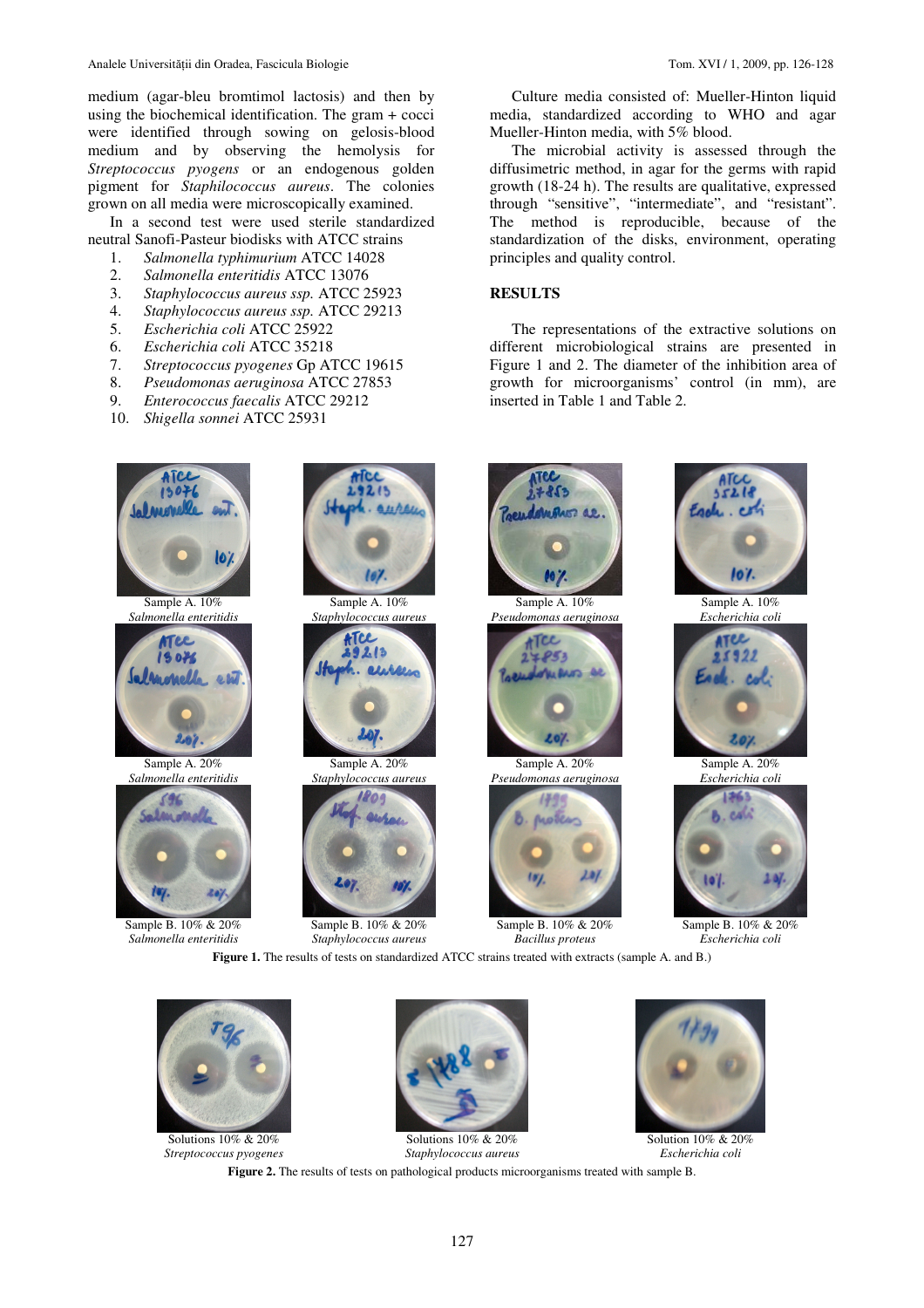medium (agar-bleu bromtimol lactosis) and then by using the biochemical identification. The gram + cocci were identified through sowing on gelosis-blood medium and by observing the hemolysis for *Streptococcus pyogens* or an endogenous golden pigment for *Staphilococcus aureus*. The colonies grown on all media were microscopically examined.

In a second test were used sterile standardized neutral Sanofi-Pasteur biodisks with ATCC strains

1. *Salmonella typhimurium* ATCC 14028
2. *Salmonella enteritidis* ATCC 13076
3. *Staphylococcus aureus ssp.* ATCC 25923
4. *Staphylococcus aureus ssp.* ATCC 29213
5. *Escherichia coli* ATCC 25922
6. *Escherichia coli* ATCC 35218
7. *Streptococcus pyogenes* Gp ATCC 19615
8. *Pseudomonas aeruginosa* ATCC 27853
9. *Enterococcus faecalis* ATCC 29212
10. *Shigella sonnei* ATCC 25931

Culture media consisted of: Mueller-Hinton liquid media, standardized according to WHO and agar Mueller-Hinton media, with 5% blood.

The microbial activity is assessed through the diffusimetric method, in agar for the germs with rapid growth (18-24 h). The results are qualitative, expressed through "sensitive", "intermediate", and "resistant". The method is reproducible, because of the standardization of the disks, environment, operating principles and quality control.

## RESULTS

The representations of the extractive solutions on different microbiological strains are presented in Figure 1 and 2. The diameter of the inhibition area of growth for microorganisms' control (in mm), are inserted in Table 1 and Table 2.

Sample A. 10% *Salmonella enteritidis*

Sample A. 10% *Staphylococcus aureus*

Sample A. 10% *Pseudomonas aeruginosa*

Sample A. 10% *Escherichia coli*

Sample A. 20% *Salmonella enteritidis*

Sample A. 20% *Staphylococcus aureus*

Sample A. 20% *Pseudomonas aeruginosa*

Sample A. 20% *Escherichia coli*

Sample B. 10% & 20% *Salmonella enteritidis*

Sample B. 10% & 20% *Staphylococcus aureus*

Sample B. 10% & 20% *Bacillus proteus*

Sample B. 10% & 20% *Escherichia coli*

**Figure 1.** The results of tests on standardized ATCC strains treated with extracts (sample A. and B.)

Solutions 10% & 20% *Streptococcus pyogenes*

Solutions 10% & 20% *Staphylococcus aureus*

Solution 10% & 20% *Escherichia coli*

**Figure 2.** The results of tests on pathological products microorganisms treated with sample B.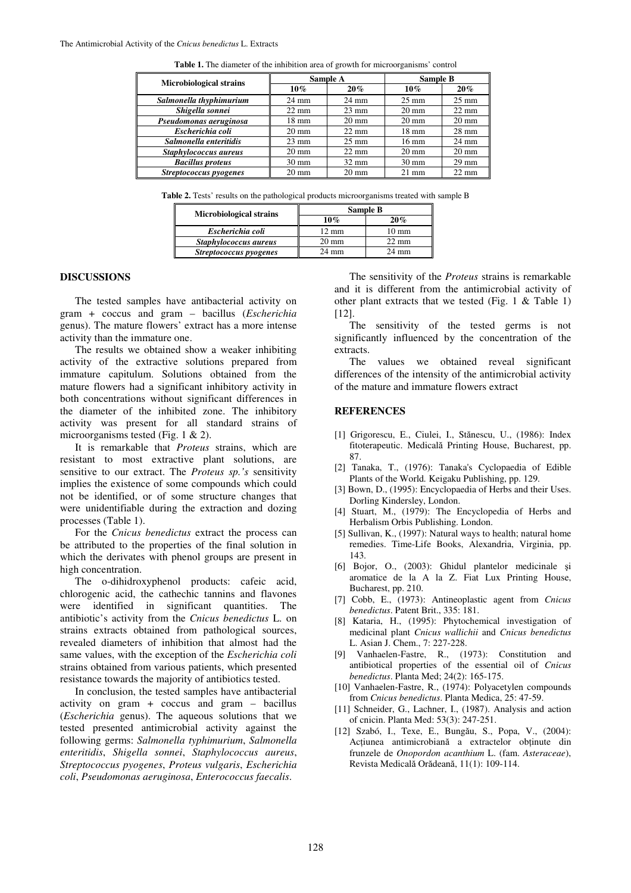**Table 1.** The diameter of the inhibition area of growth for microorganisms' control

| Microbiological strains | Sample A | | Sample B | |
|---|---|---|---|---|
| | 10% | 20% | 10% | 20% |
| *Salmonella thyphimurium* | 24 mm | 24 mm | 25 mm | 25 mm |
| *Shigella sonnei* | 22 mm | 23 mm | 20 mm | 22 mm |
| *Pseudomonas aeruginosa* | 18 mm | 20 mm | 20 mm | 20 mm |
| *Escherichia coli* | 20 mm | 22 mm | 18 mm | 28 mm |
| *Salmonella enteritidis* | 23 mm | 25 mm | 16 mm | 24 mm |
| *Staphylococcus aureus* | 20 mm | 22 mm | 20 mm | 20 mm |
| *Bacillus proteus* | 30 mm | 32 mm | 30 mm | 29 mm |
| *Streptococcus pyogenes* | 20 mm | 20 mm | 21 mm | 22 mm |

**Table 2.** Tests' results on the pathological products microorganisms treated with sample B

| Microbiological strains | Sample B | |
|---|---|---|
| | 10% | 20% |
| *Escherichia coli* | 12 mm | 10 mm |
| *Staphylococcus aureus* | 20 mm | 22 mm |
| *Streptococcus pyogenes* | 24 mm | 24 mm |

## DISCUSSIONS

The tested samples have antibacterial activity on gram + coccus and gram – bacillus (*Escherichia* genus). The mature flowers' extract has a more intense activity than the immature one.

The results we obtained show a weaker inhibiting activity of the extractive solutions prepared from immature capitulum. Solutions obtained from the mature flowers had a significant inhibitory activity in both concentrations without significant differences in the diameter of the inhibited zone. The inhibitory activity was present for all standard strains of microorganisms tested (Fig. 1 & 2).

It is remarkable that *Proteus* strains, which are resistant to most extractive plant solutions, are sensitive to our extract. The *Proteus sp.'s* sensitivity implies the existence of some compounds which could not be identified, or of some structure changes that were unidentifiable during the extraction and dozing processes (Table 1).

For the *Cnicus benedictus* extract the process can be attributed to the properties of the final solution in which the derivates with phenol groups are present in high concentration.

The o-dihidroxyphenol products: cafeic acid, chlorogenic acid, the cathechic tannins and flavones were identified in significant quantities. The antibiotic's activity from the *Cnicus benedictus* L. on strains extracts obtained from pathological sources, revealed diameters of inhibition that almost had the same values, with the exception of the *Escherichia coli* strains obtained from various patients, which presented resistance towards the majority of antibiotics tested.

In conclusion, the tested samples have antibacterial activity on gram + coccus and gram – bacillus (*Escherichia* genus). The aqueous solutions that we tested presented antimicrobial activity against the following germs: *Salmonella typhimurium*, *Salmonella enteritidis*, *Shigella sonnei*, *Staphylococcus aureus*, *Streptococcus pyogenes*, *Proteus vulgaris*, *Escherichia coli*, *Pseudomonas aeruginosa*, *Enterococcus faecalis*.

The sensitivity of the *Proteus* strains is remarkable and it is different from the antimicrobial activity of other plant extracts that we tested (Fig. 1 & Table 1) [12].

The sensitivity of the tested germs is not significantly influenced by the concentration of the extracts.

The values we obtained reveal significant differences of the intensity of the antimicrobial activity of the mature and immature flowers extract

## REFERENCES

[1] Grigorescu, E., Ciulei, I., Stănescu, U., (1986): Index fitoterapeutic. Medicală Printing House, Bucharest, pp. 87.

[2] Tanaka, T., (1976): Tanaka's Cyclopaedia of Edible Plants of the World. Keigaku Publishing, pp. 129.

[3] Bown, D., (1995): Encyclopaedia of Herbs and their Uses. Dorling Kindersley, London.

[4] Stuart, M., (1979): The Encyclopedia of Herbs and Herbalism Orbis Publishing. London.

[5] Sullivan, K., (1997): Natural ways to health; natural home remedies. Time-Life Books, Alexandria, Virginia, pp. 143.

[6] Bojor, O., (2003): Ghidul plantelor medicinale şi aromatice de la A la Z. Fiat Lux Printing House, Bucharest, pp. 210.

[7] Cobb, E., (1973): Antineoplastic agent from *Cnicus benedictus*. Patent Brit., 335: 181.

[8] Kataria, H., (1995): Phytochemical investigation of medicinal plant *Cnicus wallichii* and *Cnicus benedictus* L. Asian J. Chem., 7: 227-228.

[9] Vanhaelen-Fastre, R., (1973): Constitution and antibiotical properties of the essential oil of *Cnicus benedictus*. Planta Med; 24(2): 165-175.

[10] Vanhaelen-Fastre, R., (1974): Polyacetylen compounds from *Cnicus benedictus*. Planta Medica, 25: 47-59.

[11] Schneider, G., Lachner, I., (1987). Analysis and action of cnicin. Planta Med: 53(3): 247-251.

[12] Szabó, I., Texe, E., Bungău, S., Popa, V., (2004): Acţiunea antimicrobiană a extractelor obţinute din frunzele de *Onopordon acanthium* L. (fam. *Asteraceae*), Revista Medicală Orădeană, 11(1): 109-114.